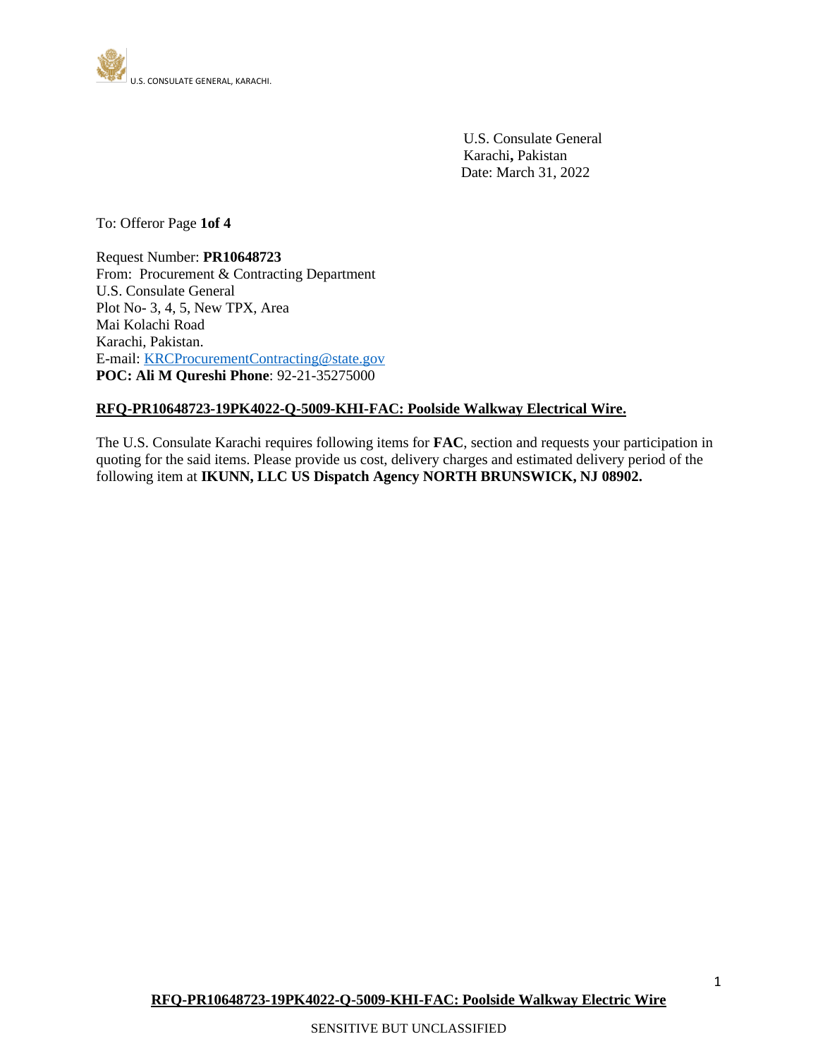U.S. CONSULATE GENERAL, KARACHI.

U.S. Consulate General
Karachi**,** Pakistan
Date: March 31, 2022

To: Offeror Page **1of 4**

Request Number: **PR10648723**
From: Procurement & Contracting Department
U.S. Consulate General
Plot No- 3, 4, 5, New TPX, Area
Mai Kolachi Road
Karachi, Pakistan.
E-mail: KRCProcurementContracting@state.gov
**POC: Ali M Qureshi Phone**: 92-21-35275000

**RFQ-PR10648723-19PK4022-Q-5009-KHI-FAC: Poolside Walkway Electrical Wire.**

The U.S. Consulate Karachi requires following items for **FAC**, section and requests your participation in quoting for the said items. Please provide us cost, delivery charges and estimated delivery period of the following item at **IKUNN, LLC US Dispatch Agency NORTH BRUNSWICK, NJ 08902.**

SENSITIVE BUT UNCLASSIFIED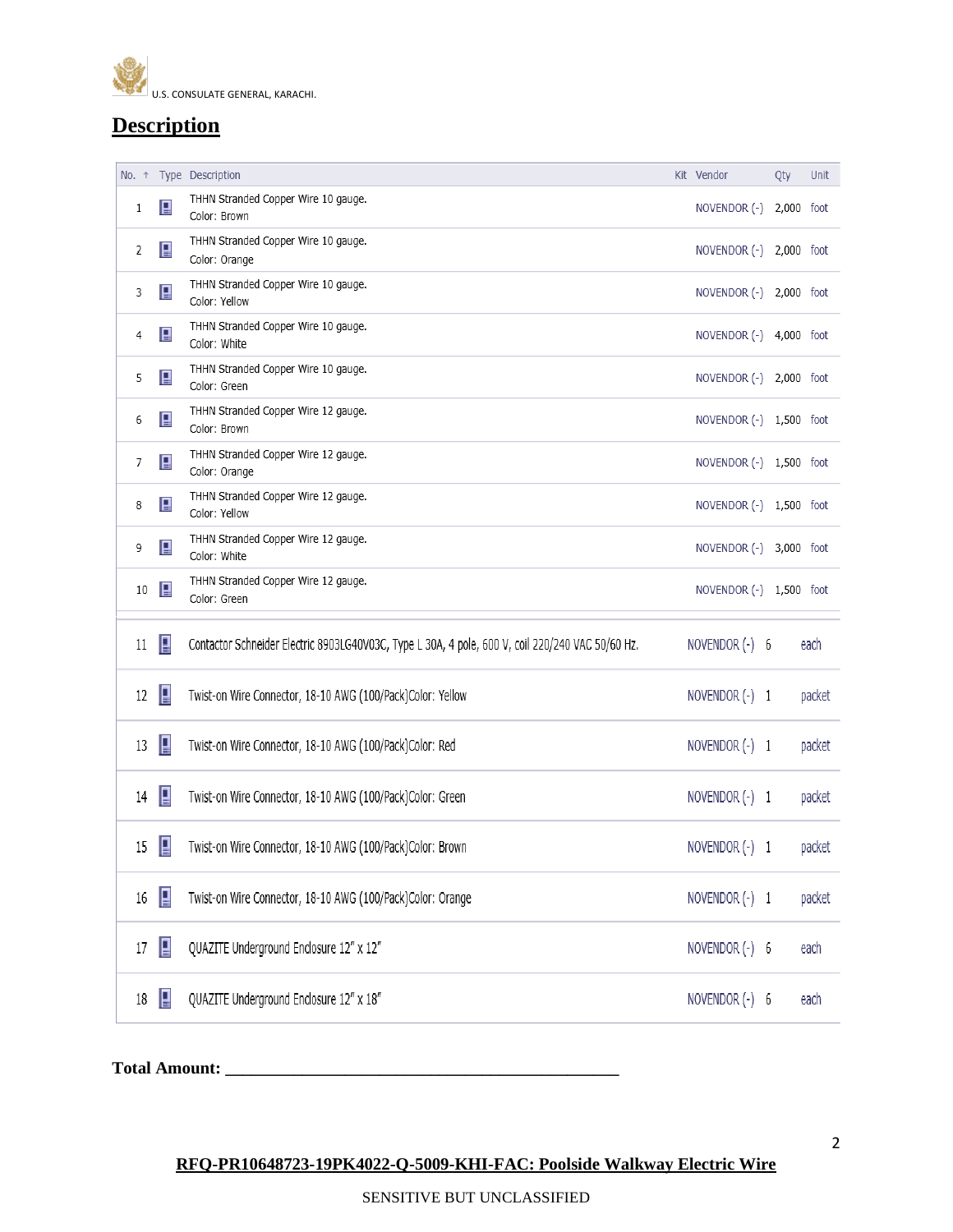## Description

| No. | Type | Description | Kit | Vendor | Qty | Unit |
|---|---|---|---|---|---|---|
| 1 | | THHN Stranded Copper Wire 10 gauge. Color: Brown | | NOVENDOR (-) | 2,000 | foot |
| 2 | | THHN Stranded Copper Wire 10 gauge. Color: Orange | | NOVENDOR (-) | 2,000 | foot |
| 3 | | THHN Stranded Copper Wire 10 gauge. Color: Yellow | | NOVENDOR (-) | 2,000 | foot |
| 4 | | THHN Stranded Copper Wire 10 gauge. Color: White | | NOVENDOR (-) | 4,000 | foot |
| 5 | | THHN Stranded Copper Wire 10 gauge. Color: Green | | NOVENDOR (-) | 2,000 | foot |
| 6 | | THHN Stranded Copper Wire 12 gauge. Color: Brown | | NOVENDOR (-) | 1,500 | foot |
| 7 | | THHN Stranded Copper Wire 12 gauge. Color: Orange | | NOVENDOR (-) | 1,500 | foot |
| 8 | | THHN Stranded Copper Wire 12 gauge. Color: Yellow | | NOVENDOR (-) | 1,500 | foot |
| 9 | | THHN Stranded Copper Wire 12 gauge. Color: White | | NOVENDOR (-) | 3,000 | foot |
| 10 | | THHN Stranded Copper Wire 12 gauge. Color: Green | | NOVENDOR (-) | 1,500 | foot |
| 11 | | Contactor Schneider Electric 8903LG40V03C, Type L 30A, 4 pole, 600 V, coil 220/240 VAC 50/60 Hz. | | NOVENDOR (-) | 6 | each |
| 12 | | Twist-on Wire Connector, 18-10 AWG (100/Pack)Color: Yellow | | NOVENDOR (-) | 1 | packet |
| 13 | | Twist-on Wire Connector, 18-10 AWG (100/Pack)Color: Red | | NOVENDOR (-) | 1 | packet |
| 14 | | Twist-on Wire Connector, 18-10 AWG (100/Pack)Color: Green | | NOVENDOR (-) | 1 | packet |
| 15 | | Twist-on Wire Connector, 18-10 AWG (100/Pack)Color: Brown | | NOVENDOR (-) | 1 | packet |
| 16 | | Twist-on Wire Connector, 18-10 AWG (100/Pack)Color: Orange | | NOVENDOR (-) | 1 | packet |
| 17 | | QUAZITE Underground Enclosure 12" x 12" | | NOVENDOR (-) | 6 | each |
| 18 | | QUAZITE Underground Enclosure 12" x 18" | | NOVENDOR (-) | 6 | each |

**Total Amount: ______________________________________________**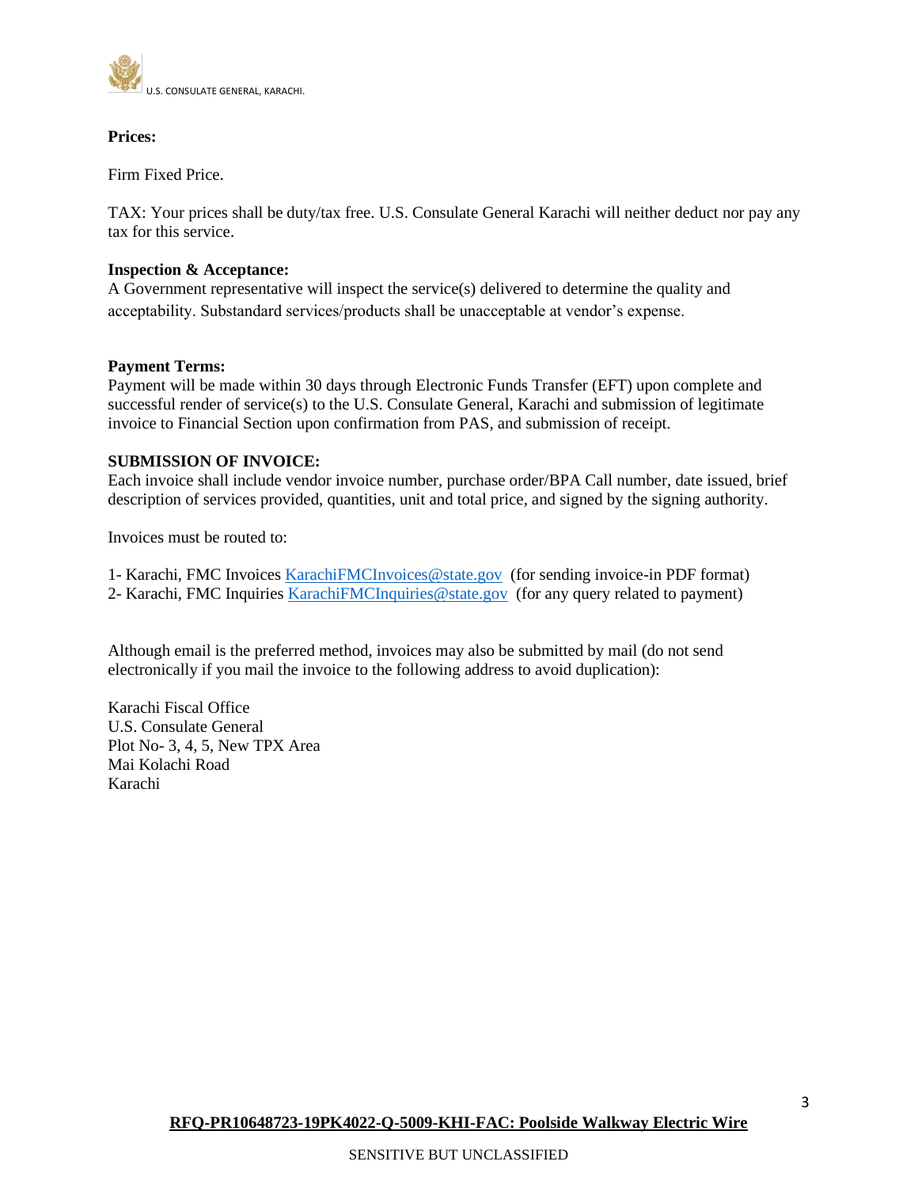**Prices:**

Firm Fixed Price.

TAX: Your prices shall be duty/tax free. U.S. Consulate General Karachi will neither deduct nor pay any tax for this service.

**Inspection & Acceptance:**

A Government representative will inspect the service(s) delivered to determine the quality and acceptability. Substandard services/products shall be unacceptable at vendor's expense.

**Payment Terms:**

Payment will be made within 30 days through Electronic Funds Transfer (EFT) upon complete and successful render of service(s) to the U.S. Consulate General, Karachi and submission of legitimate invoice to Financial Section upon confirmation from PAS, and submission of receipt.

**SUBMISSION OF INVOICE:**

Each invoice shall include vendor invoice number, purchase order/BPA Call number, date issued, brief description of services provided, quantities, unit and total price, and signed by the signing authority.

Invoices must be routed to:

1- Karachi, FMC Invoices KarachiFMCInvoices@state.gov (for sending invoice-in PDF format)
2- Karachi, FMC Inquiries KarachiFMCInquiries@state.gov (for any query related to payment)

Although email is the preferred method, invoices may also be submitted by mail (do not send electronically if you mail the invoice to the following address to avoid duplication):

Karachi Fiscal Office
U.S. Consulate General
Plot No- 3, 4, 5, New TPX Area
Mai Kolachi Road
Karachi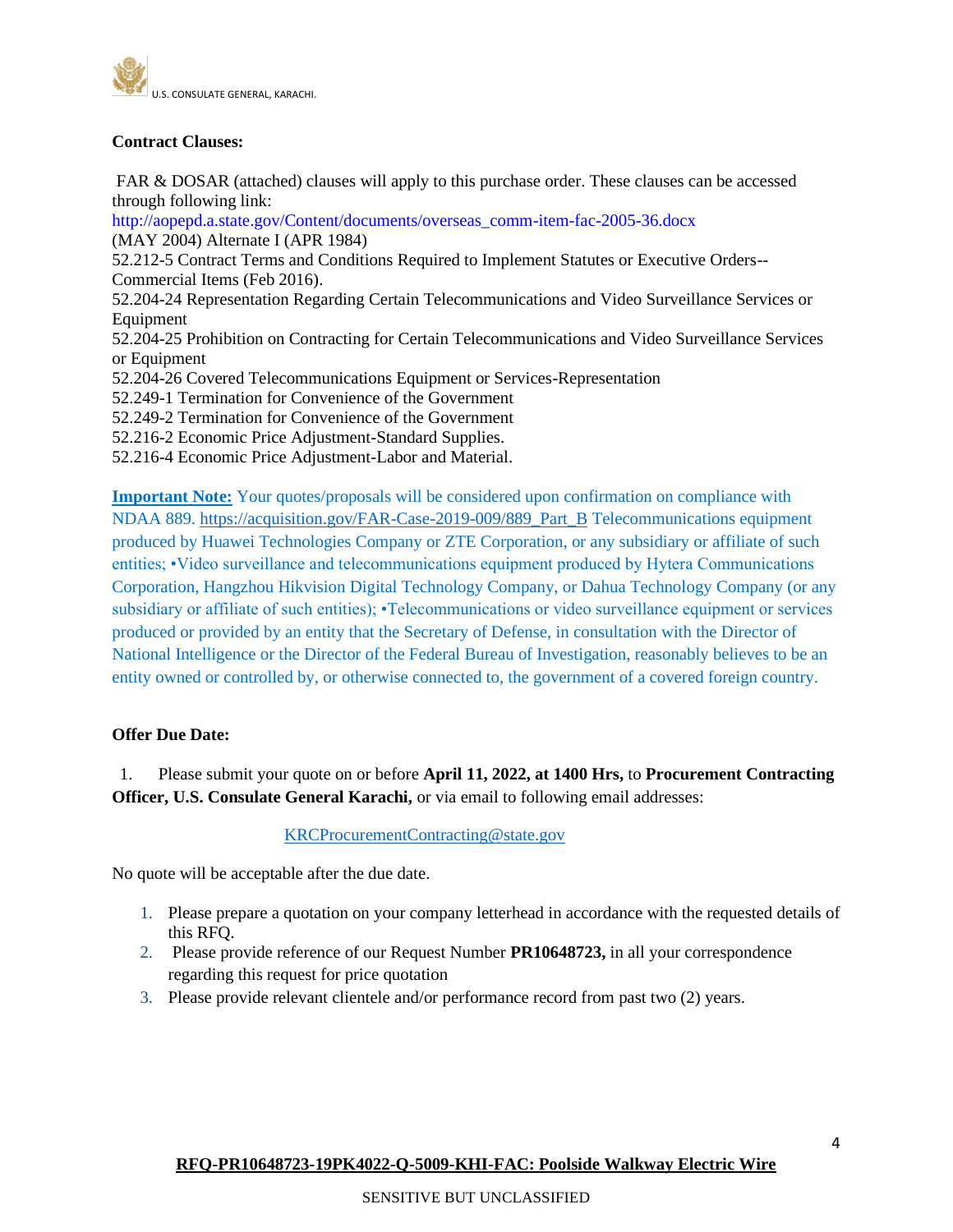**Contract Clauses:**

FAR & DOSAR (attached) clauses will apply to this purchase order. These clauses can be accessed through following link:
http://aopepd.a.state.gov/Content/documents/overseas_comm-item-fac-2005-36.docx
(MAY 2004) Alternate I (APR 1984)
52.212-5 Contract Terms and Conditions Required to Implement Statutes or Executive Orders--Commercial Items (Feb 2016).
52.204-24 Representation Regarding Certain Telecommunications and Video Surveillance Services or Equipment
52.204-25 Prohibition on Contracting for Certain Telecommunications and Video Surveillance Services or Equipment
52.204-26 Covered Telecommunications Equipment or Services-Representation
52.249-1 Termination for Convenience of the Government
52.249-2 Termination for Convenience of the Government
52.216-2 Economic Price Adjustment-Standard Supplies.
52.216-4 Economic Price Adjustment-Labor and Material.

**Important Note:** Your quotes/proposals will be considered upon confirmation on compliance with NDAA 889. https://acquisition.gov/FAR-Case-2019-009/889_Part_B Telecommunications equipment produced by Huawei Technologies Company or ZTE Corporation, or any subsidiary or affiliate of such entities; •Video surveillance and telecommunications equipment produced by Hytera Communications Corporation, Hangzhou Hikvision Digital Technology Company, or Dahua Technology Company (or any subsidiary or affiliate of such entities); •Telecommunications or video surveillance equipment or services produced or provided by an entity that the Secretary of Defense, in consultation with the Director of National Intelligence or the Director of the Federal Bureau of Investigation, reasonably believes to be an entity owned or controlled by, or otherwise connected to, the government of a covered foreign country.

**Offer Due Date:**

1. Please submit your quote on or before **April 11, 2022, at 1400 Hrs,** to **Procurement Contracting Officer, U.S. Consulate General Karachi,** or via email to following email addresses:

KRCProcurementContracting@state.gov

No quote will be acceptable after the due date.

1. Please prepare a quotation on your company letterhead in accordance with the requested details of this RFQ.
2. Please provide reference of our Request Number **PR10648723,** in all your correspondence regarding this request for price quotation
3. Please provide relevant clientele and/or performance record from past two (2) years.